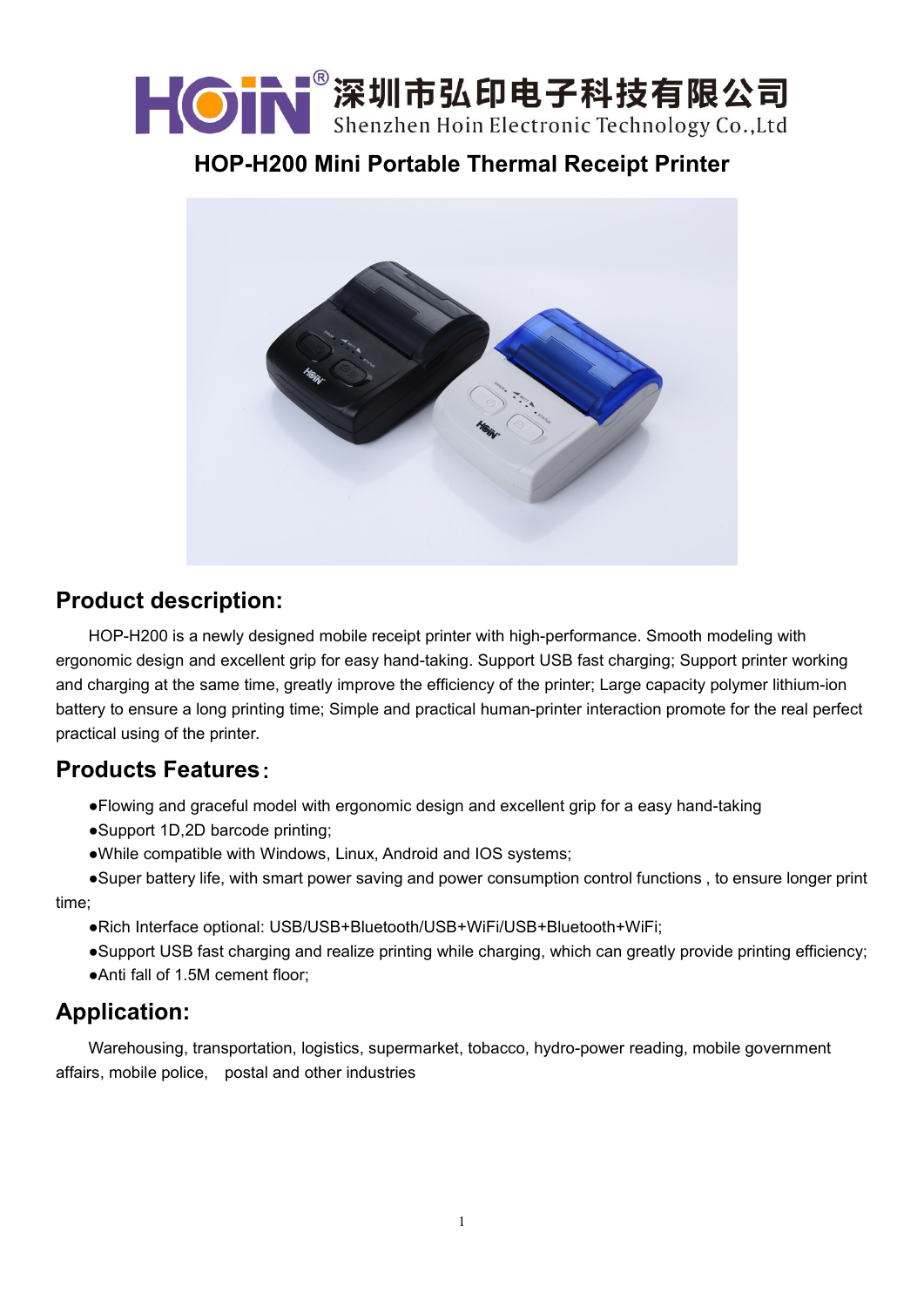深圳市弘印电子科技有限公司
Shenzhen Hoin Electronic Technology Co.,Ltd

# HOP-H200 Mini Portable Thermal Receipt Printer

## Product description:

HOP-H200 is a newly designed mobile receipt printer with high-performance. Smooth modeling with ergonomic design and excellent grip for easy hand-taking. Support USB fast charging; Support printer working and charging at the same time, greatly improve the efficiency of the printer; Large capacity polymer lithium-ion battery to ensure a long printing time; Simple and practical human-printer interaction promote for the real perfect practical using of the printer.

## Products Features：

- ●Flowing and graceful model with ergonomic design and excellent grip for a easy hand-taking
- ●Support 1D,2D barcode printing;
- ●While compatible with Windows, Linux, Android and IOS systems;
- ●Super battery life, with smart power saving and power consumption control functions , to ensure longer print time;
- ●Rich Interface optional: USB/USB+Bluetooth/USB+WiFi/USB+Bluetooth+WiFi;
- ●Support USB fast charging and realize printing while charging, which can greatly provide printing efficiency;
- ●Anti fall of 1.5M cement floor;

## Application:

Warehousing, transportation, logistics, supermarket, tobacco, hydro-power reading, mobile government affairs, mobile police, postal and other industries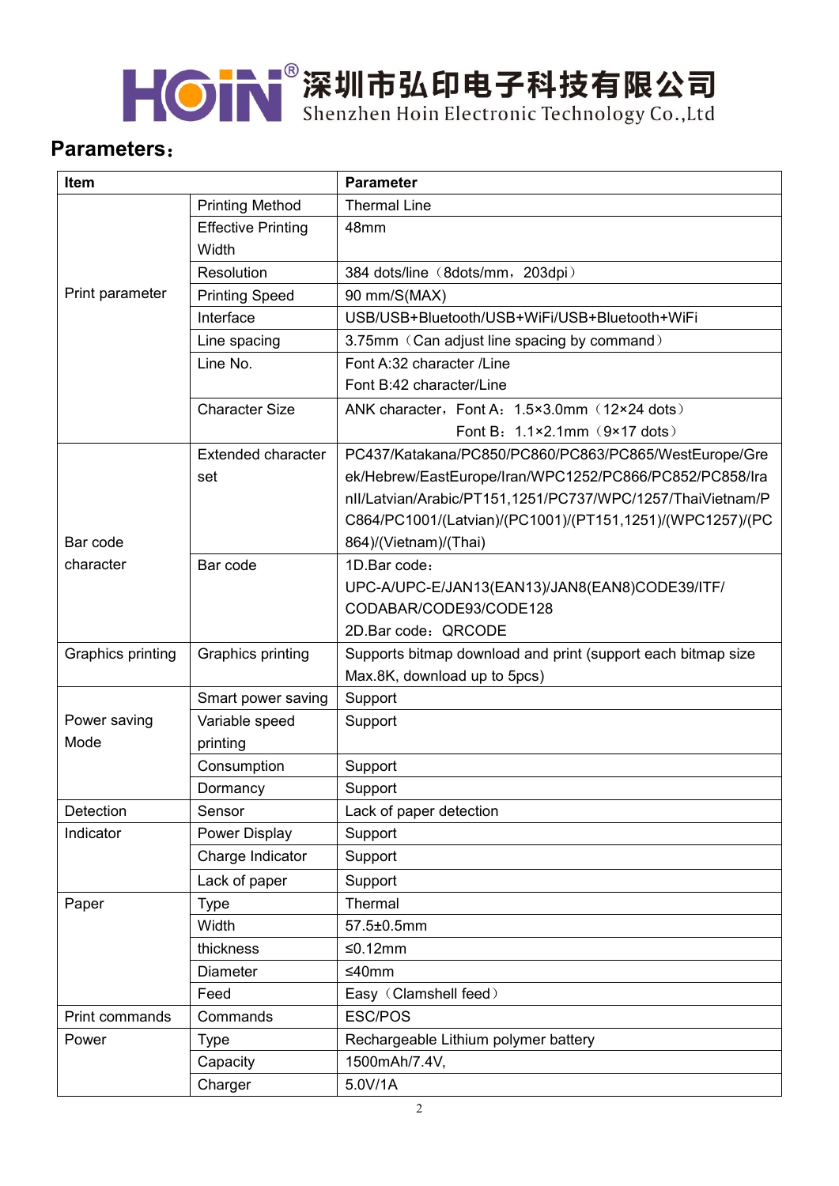## Parameters：

| Item | | Parameter |
|---|---|---|
| Print parameter | Printing Method | Thermal Line |
| | Effective Printing Width | 48mm |
| | Resolution | 384 dots/line（8dots/mm，203dpi） |
| | Printing Speed | 90 mm/S(MAX) |
| | Interface | USB/USB+Bluetooth/USB+WiFi/USB+Bluetooth+WiFi |
| | Line spacing | 3.75mm（Can adjust line spacing by command） |
| | Line No. | Font A:32 character /Line<br>Font B:42 character/Line |
| | Character Size | ANK character，Font A：1.5×3.0mm（12×24 dots）<br>Font B：1.1×2.1mm（9×17 dots） |
| Bar code character | Extended character set | PC437/Katakana/PC850/PC860/PC863/PC865/WestEurope/Greek/Hebrew/EastEurope/Iran/WPC1252/PC866/PC852/PC858/IranII/Latvian/Arabic/PT151,1251/PC737/WPC/1257/ThaiVietnam/PC864/PC1001/(Latvian)/(PC1001)/(PT151,1251)/(WPC1257)/(PC864)/(Vietnam)/(Thai) |
| | Bar code | 1D.Bar code：<br>UPC-A/UPC-E/JAN13(EAN13)/JAN8(EAN8)CODE39/ITF/CODABAR/CODE93/CODE128<br>2D.Bar code：QRCODE |
| Graphics printing | Graphics printing | Supports bitmap download and print (support each bitmap size Max.8K, download up to 5pcs) |
| Power saving Mode | Smart power saving | Support |
| | Variable speed printing | Support |
| | Consumption | Support |
| | Dormancy | Support |
| Detection | Sensor | Lack of paper detection |
| Indicator | Power Display | Support |
| | Charge Indicator | Support |
| | Lack of paper | Support |
| Paper | Type | Thermal |
| | Width | 57.5±0.5mm |
| | thickness | ≤0.12mm |
| | Diameter | ≤40mm |
| | Feed | Easy（Clamshell feed） |
| Print commands | Commands | ESC/POS |
| Power | Type | Rechargeable Lithium polymer battery |
| | Capacity | 1500mAh/7.4V, |
| | Charger | 5.0V/1A |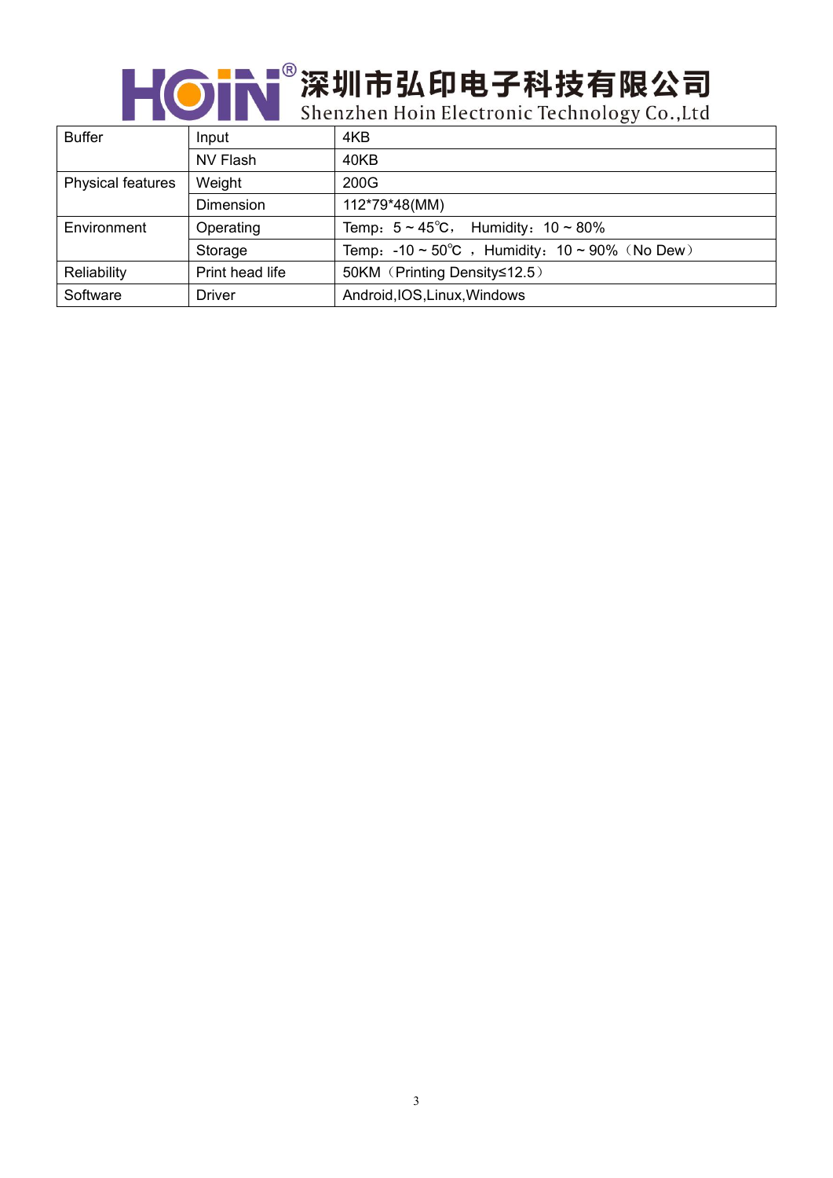| | | |
|---|---|---|
| Buffer | Input | 4KB |
| | NV Flash | 40KB |
| Physical features | Weight | 200G |
| | Dimension | 112*79*48(MM) |
| Environment | Operating | Temp：5 ~ 45℃，  Humidity：10 ~ 80% |
| | Storage | Temp：-10 ~ 50℃ ，Humidity：10 ~ 90%（No Dew） |
| Reliability | Print head life | 50KM（Printing Density≤12.5） |
| Software | Driver | Android,IOS,Linux,Windows |